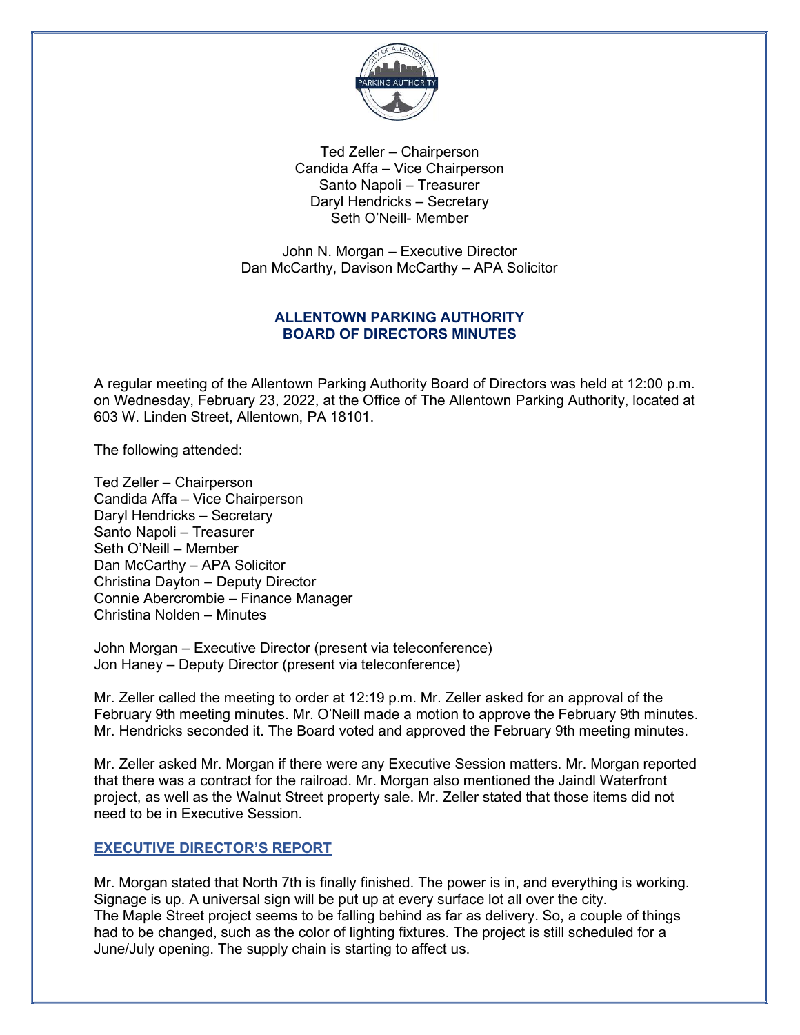Ted Zeller – Chairperson
Candida Affa – Vice Chairperson
Santo Napoli – Treasurer
Daryl Hendricks – Secretary
Seth O'Neill- Member

John N. Morgan – Executive Director
Dan McCarthy, Davison McCarthy – APA Solicitor

# ALLENTOWN PARKING AUTHORITY
# BOARD OF DIRECTORS MINUTES

A regular meeting of the Allentown Parking Authority Board of Directors was held at 12:00 p.m. on Wednesday, February 23, 2022, at the Office of The Allentown Parking Authority, located at 603 W. Linden Street, Allentown, PA 18101.

The following attended:

Ted Zeller – Chairperson
Candida Affa – Vice Chairperson
Daryl Hendricks – Secretary
Santo Napoli – Treasurer
Seth O'Neill – Member
Dan McCarthy – APA Solicitor
Christina Dayton – Deputy Director
Connie Abercrombie – Finance Manager
Christina Nolden – Minutes

John Morgan – Executive Director (present via teleconference)
Jon Haney – Deputy Director (present via teleconference)

Mr. Zeller called the meeting to order at 12:19 p.m. Mr. Zeller asked for an approval of the February 9th meeting minutes. Mr. O'Neill made a motion to approve the February 9th minutes. Mr. Hendricks seconded it. The Board voted and approved the February 9th meeting minutes.

Mr. Zeller asked Mr. Morgan if there were any Executive Session matters. Mr. Morgan reported that there was a contract for the railroad. Mr. Morgan also mentioned the Jaindl Waterfront project, as well as the Walnut Street property sale. Mr. Zeller stated that those items did not need to be in Executive Session.

## EXECUTIVE DIRECTOR'S REPORT

Mr. Morgan stated that North 7th is finally finished. The power is in, and everything is working. Signage is up. A universal sign will be put up at every surface lot all over the city. The Maple Street project seems to be falling behind as far as delivery. So, a couple of things had to be changed, such as the color of lighting fixtures. The project is still scheduled for a June/July opening. The supply chain is starting to affect us.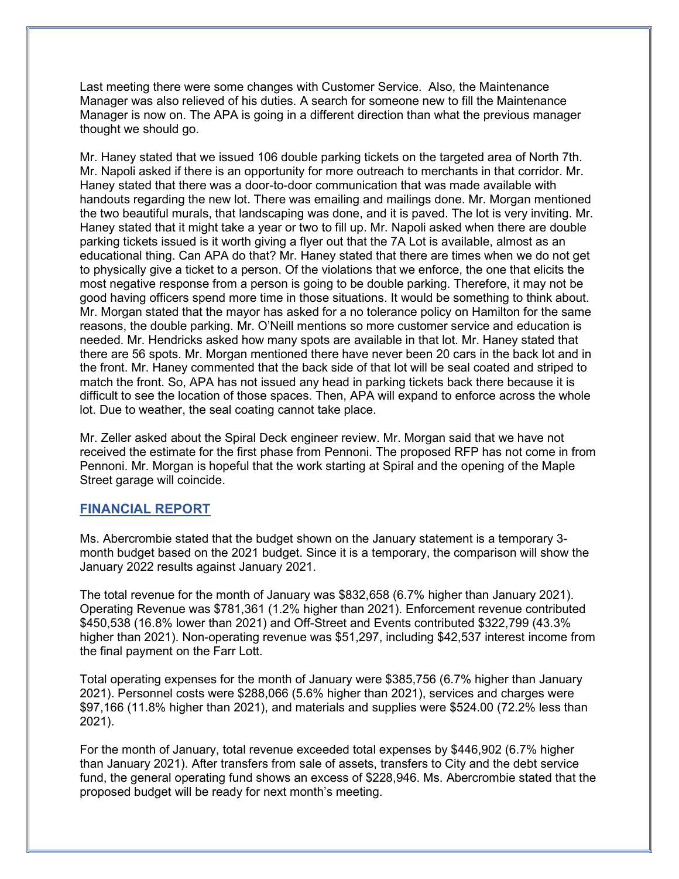Last meeting there were some changes with Customer Service. Also, the Maintenance Manager was also relieved of his duties. A search for someone new to fill the Maintenance Manager is now on. The APA is going in a different direction than what the previous manager thought we should go.

Mr. Haney stated that we issued 106 double parking tickets on the targeted area of North 7th. Mr. Napoli asked if there is an opportunity for more outreach to merchants in that corridor. Mr. Haney stated that there was a door-to-door communication that was made available with handouts regarding the new lot. There was emailing and mailings done. Mr. Morgan mentioned the two beautiful murals, that landscaping was done, and it is paved. The lot is very inviting. Mr. Haney stated that it might take a year or two to fill up. Mr. Napoli asked when there are double parking tickets issued is it worth giving a flyer out that the 7A Lot is available, almost as an educational thing. Can APA do that? Mr. Haney stated that there are times when we do not get to physically give a ticket to a person. Of the violations that we enforce, the one that elicits the most negative response from a person is going to be double parking. Therefore, it may not be good having officers spend more time in those situations. It would be something to think about. Mr. Morgan stated that the mayor has asked for a no tolerance policy on Hamilton for the same reasons, the double parking. Mr. O'Neill mentions so more customer service and education is needed. Mr. Hendricks asked how many spots are available in that lot. Mr. Haney stated that there are 56 spots. Mr. Morgan mentioned there have never been 20 cars in the back lot and in the front. Mr. Haney commented that the back side of that lot will be seal coated and striped to match the front. So, APA has not issued any head in parking tickets back there because it is difficult to see the location of those spaces. Then, APA will expand to enforce across the whole lot. Due to weather, the seal coating cannot take place.

Mr. Zeller asked about the Spiral Deck engineer review. Mr. Morgan said that we have not received the estimate for the first phase from Pennoni. The proposed RFP has not come in from Pennoni. Mr. Morgan is hopeful that the work starting at Spiral and the opening of the Maple Street garage will coincide.

## FINANCIAL REPORT

Ms. Abercrombie stated that the budget shown on the January statement is a temporary 3-month budget based on the 2021 budget. Since it is a temporary, the comparison will show the January 2022 results against January 2021.

The total revenue for the month of January was $832,658 (6.7% higher than January 2021). Operating Revenue was $781,361 (1.2% higher than 2021). Enforcement revenue contributed $450,538 (16.8% lower than 2021) and Off-Street and Events contributed $322,799 (43.3% higher than 2021). Non-operating revenue was $51,297, including $42,537 interest income from the final payment on the Farr Lott.

Total operating expenses for the month of January were $385,756 (6.7% higher than January 2021). Personnel costs were $288,066 (5.6% higher than 2021), services and charges were $97,166 (11.8% higher than 2021), and materials and supplies were $524.00 (72.2% less than 2021).

For the month of January, total revenue exceeded total expenses by $446,902 (6.7% higher than January 2021). After transfers from sale of assets, transfers to City and the debt service fund, the general operating fund shows an excess of $228,946. Ms. Abercrombie stated that the proposed budget will be ready for next month's meeting.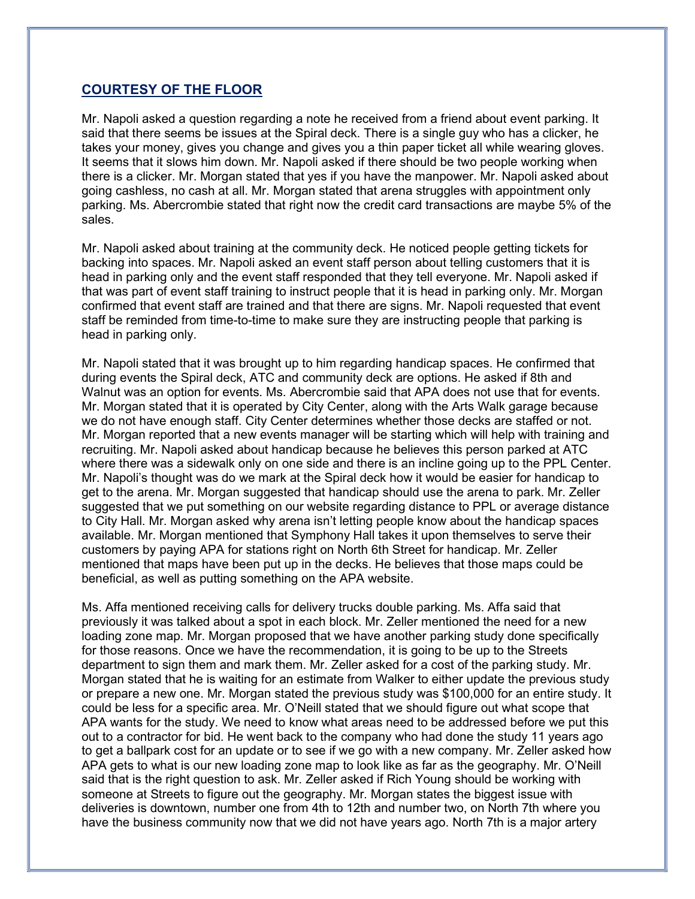## COURTESY OF THE FLOOR

Mr. Napoli asked a question regarding a note he received from a friend about event parking. It said that there seems be issues at the Spiral deck. There is a single guy who has a clicker, he takes your money, gives you change and gives you a thin paper ticket all while wearing gloves. It seems that it slows him down. Mr. Napoli asked if there should be two people working when there is a clicker. Mr. Morgan stated that yes if you have the manpower. Mr. Napoli asked about going cashless, no cash at all. Mr. Morgan stated that arena struggles with appointment only parking. Ms. Abercrombie stated that right now the credit card transactions are maybe 5% of the sales.

Mr. Napoli asked about training at the community deck. He noticed people getting tickets for backing into spaces. Mr. Napoli asked an event staff person about telling customers that it is head in parking only and the event staff responded that they tell everyone. Mr. Napoli asked if that was part of event staff training to instruct people that it is head in parking only. Mr. Morgan confirmed that event staff are trained and that there are signs. Mr. Napoli requested that event staff be reminded from time-to-time to make sure they are instructing people that parking is head in parking only.

Mr. Napoli stated that it was brought up to him regarding handicap spaces. He confirmed that during events the Spiral deck, ATC and community deck are options. He asked if 8th and Walnut was an option for events. Ms. Abercrombie said that APA does not use that for events. Mr. Morgan stated that it is operated by City Center, along with the Arts Walk garage because we do not have enough staff. City Center determines whether those decks are staffed or not. Mr. Morgan reported that a new events manager will be starting which will help with training and recruiting. Mr. Napoli asked about handicap because he believes this person parked at ATC where there was a sidewalk only on one side and there is an incline going up to the PPL Center. Mr. Napoli's thought was do we mark at the Spiral deck how it would be easier for handicap to get to the arena. Mr. Morgan suggested that handicap should use the arena to park. Mr. Zeller suggested that we put something on our website regarding distance to PPL or average distance to City Hall. Mr. Morgan asked why arena isn't letting people know about the handicap spaces available. Mr. Morgan mentioned that Symphony Hall takes it upon themselves to serve their customers by paying APA for stations right on North 6th Street for handicap. Mr. Zeller mentioned that maps have been put up in the decks. He believes that those maps could be beneficial, as well as putting something on the APA website.

Ms. Affa mentioned receiving calls for delivery trucks double parking. Ms. Affa said that previously it was talked about a spot in each block. Mr. Zeller mentioned the need for a new loading zone map. Mr. Morgan proposed that we have another parking study done specifically for those reasons. Once we have the recommendation, it is going to be up to the Streets department to sign them and mark them. Mr. Zeller asked for a cost of the parking study. Mr. Morgan stated that he is waiting for an estimate from Walker to either update the previous study or prepare a new one. Mr. Morgan stated the previous study was $100,000 for an entire study. It could be less for a specific area. Mr. O'Neill stated that we should figure out what scope that APA wants for the study. We need to know what areas need to be addressed before we put this out to a contractor for bid. He went back to the company who had done the study 11 years ago to get a ballpark cost for an update or to see if we go with a new company. Mr. Zeller asked how APA gets to what is our new loading zone map to look like as far as the geography. Mr. O'Neill said that is the right question to ask. Mr. Zeller asked if Rich Young should be working with someone at Streets to figure out the geography. Mr. Morgan states the biggest issue with deliveries is downtown, number one from 4th to 12th and number two, on North 7th where you have the business community now that we did not have years ago. North 7th is a major artery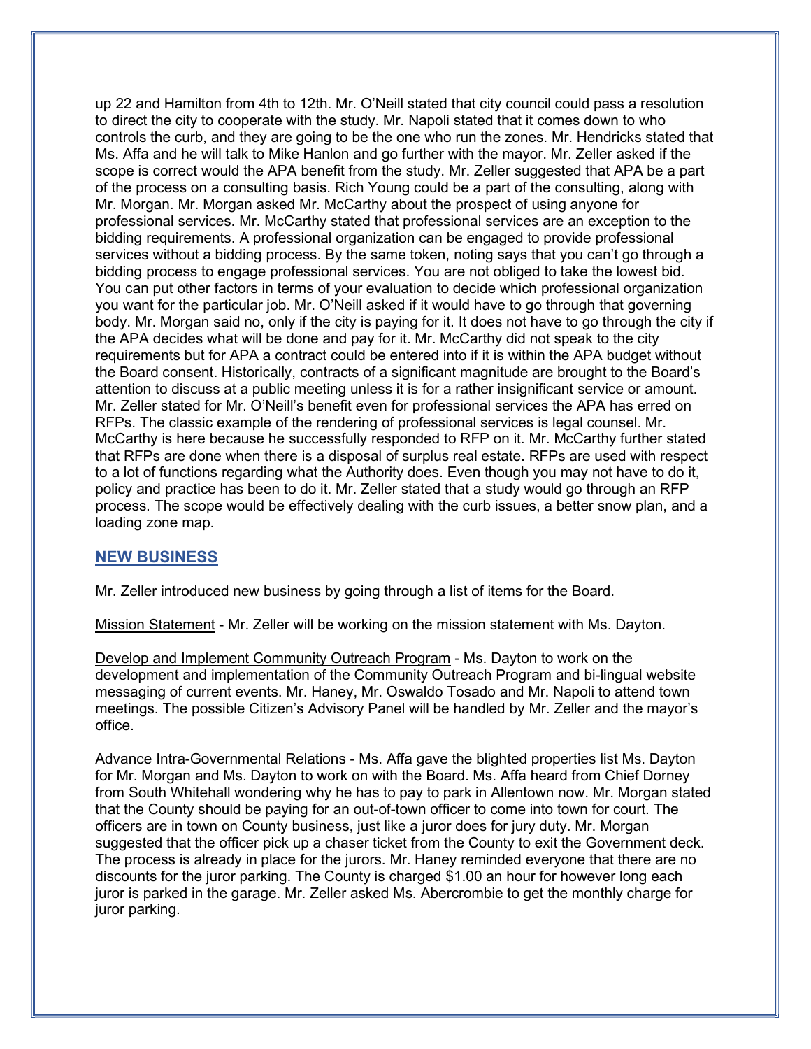up 22 and Hamilton from 4th to 12th. Mr. O'Neill stated that city council could pass a resolution to direct the city to cooperate with the study. Mr. Napoli stated that it comes down to who controls the curb, and they are going to be the one who run the zones. Mr. Hendricks stated that Ms. Affa and he will talk to Mike Hanlon and go further with the mayor. Mr. Zeller asked if the scope is correct would the APA benefit from the study. Mr. Zeller suggested that APA be a part of the process on a consulting basis. Rich Young could be a part of the consulting, along with Mr. Morgan. Mr. Morgan asked Mr. McCarthy about the prospect of using anyone for professional services. Mr. McCarthy stated that professional services are an exception to the bidding requirements. A professional organization can be engaged to provide professional services without a bidding process. By the same token, noting says that you can't go through a bidding process to engage professional services. You are not obliged to take the lowest bid. You can put other factors in terms of your evaluation to decide which professional organization you want for the particular job. Mr. O'Neill asked if it would have to go through that governing body. Mr. Morgan said no, only if the city is paying for it. It does not have to go through the city if the APA decides what will be done and pay for it. Mr. McCarthy did not speak to the city requirements but for APA a contract could be entered into if it is within the APA budget without the Board consent. Historically, contracts of a significant magnitude are brought to the Board's attention to discuss at a public meeting unless it is for a rather insignificant service or amount. Mr. Zeller stated for Mr. O'Neill's benefit even for professional services the APA has erred on RFPs. The classic example of the rendering of professional services is legal counsel. Mr. McCarthy is here because he successfully responded to RFP on it. Mr. McCarthy further stated that RFPs are done when there is a disposal of surplus real estate. RFPs are used with respect to a lot of functions regarding what the Authority does. Even though you may not have to do it, policy and practice has been to do it. Mr. Zeller stated that a study would go through an RFP process. The scope would be effectively dealing with the curb issues, a better snow plan, and a loading zone map.

## NEW BUSINESS

Mr. Zeller introduced new business by going through a list of items for the Board.

Mission Statement - Mr. Zeller will be working on the mission statement with Ms. Dayton.

Develop and Implement Community Outreach Program - Ms. Dayton to work on the development and implementation of the Community Outreach Program and bi-lingual website messaging of current events. Mr. Haney, Mr. Oswaldo Tosado and Mr. Napoli to attend town meetings. The possible Citizen's Advisory Panel will be handled by Mr. Zeller and the mayor's office.

Advance Intra-Governmental Relations - Ms. Affa gave the blighted properties list Ms. Dayton for Mr. Morgan and Ms. Dayton to work on with the Board. Ms. Affa heard from Chief Dorney from South Whitehall wondering why he has to pay to park in Allentown now. Mr. Morgan stated that the County should be paying for an out-of-town officer to come into town for court. The officers are in town on County business, just like a juror does for jury duty. Mr. Morgan suggested that the officer pick up a chaser ticket from the County to exit the Government deck. The process is already in place for the jurors. Mr. Haney reminded everyone that there are no discounts for the juror parking. The County is charged $1.00 an hour for however long each juror is parked in the garage. Mr. Zeller asked Ms. Abercrombie to get the monthly charge for juror parking.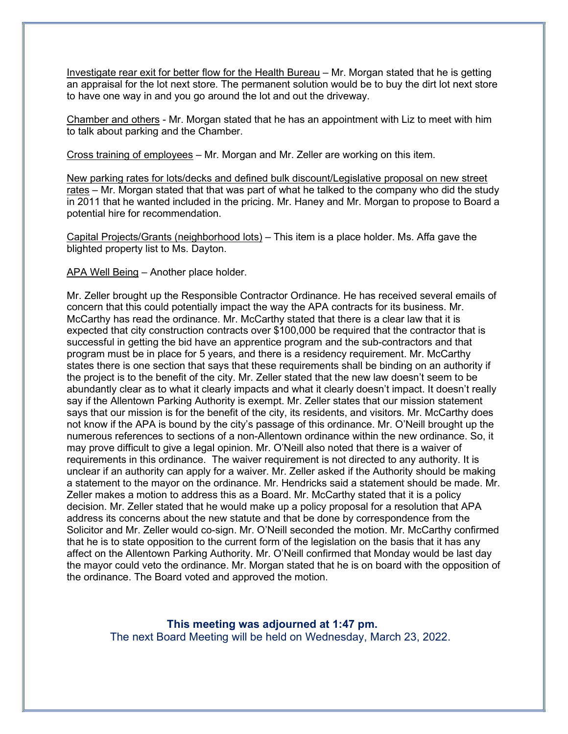<u>Investigate rear exit for better flow for the Health Bureau</u> – Mr. Morgan stated that he is getting an appraisal for the lot next store. The permanent solution would be to buy the dirt lot next store to have one way in and you go around the lot and out the driveway.

<u>Chamber and others</u> - Mr. Morgan stated that he has an appointment with Liz to meet with him to talk about parking and the Chamber.

<u>Cross training of employees</u> – Mr. Morgan and Mr. Zeller are working on this item.

<u>New parking rates for lots/decks and defined bulk discount/Legislative proposal on new street rates</u> – Mr. Morgan stated that that was part of what he talked to the company who did the study in 2011 that he wanted included in the pricing. Mr. Haney and Mr. Morgan to propose to Board a potential hire for recommendation.

<u>Capital Projects/Grants (neighborhood lots)</u> – This item is a place holder. Ms. Affa gave the blighted property list to Ms. Dayton.

<u>APA Well Being</u> – Another place holder.

Mr. Zeller brought up the Responsible Contractor Ordinance. He has received several emails of concern that this could potentially impact the way the APA contracts for its business. Mr. McCarthy has read the ordinance. Mr. McCarthy stated that there is a clear law that it is expected that city construction contracts over $100,000 be required that the contractor that is successful in getting the bid have an apprentice program and the sub-contractors and that program must be in place for 5 years, and there is a residency requirement. Mr. McCarthy states there is one section that says that these requirements shall be binding on an authority if the project is to the benefit of the city. Mr. Zeller stated that the new law doesn't seem to be abundantly clear as to what it clearly impacts and what it clearly doesn't impact. It doesn't really say if the Allentown Parking Authority is exempt. Mr. Zeller states that our mission statement says that our mission is for the benefit of the city, its residents, and visitors. Mr. McCarthy does not know if the APA is bound by the city's passage of this ordinance. Mr. O'Neill brought up the numerous references to sections of a non-Allentown ordinance within the new ordinance. So, it may prove difficult to give a legal opinion. Mr. O'Neill also noted that there is a waiver of requirements in this ordinance. The waiver requirement is not directed to any authority. It is unclear if an authority can apply for a waiver. Mr. Zeller asked if the Authority should be making a statement to the mayor on the ordinance. Mr. Hendricks said a statement should be made. Mr. Zeller makes a motion to address this as a Board. Mr. McCarthy stated that it is a policy decision. Mr. Zeller stated that he would make up a policy proposal for a resolution that APA address its concerns about the new statute and that be done by correspondence from the Solicitor and Mr. Zeller would co-sign. Mr. O'Neill seconded the motion. Mr. McCarthy confirmed that he is to state opposition to the current form of the legislation on the basis that it has any affect on the Allentown Parking Authority. Mr. O'Neill confirmed that Monday would be last day the mayor could veto the ordinance. Mr. Morgan stated that he is on board with the opposition of the ordinance. The Board voted and approved the motion.

**This meeting was adjourned at 1:47 pm.**

The next Board Meeting will be held on Wednesday, March 23, 2022.